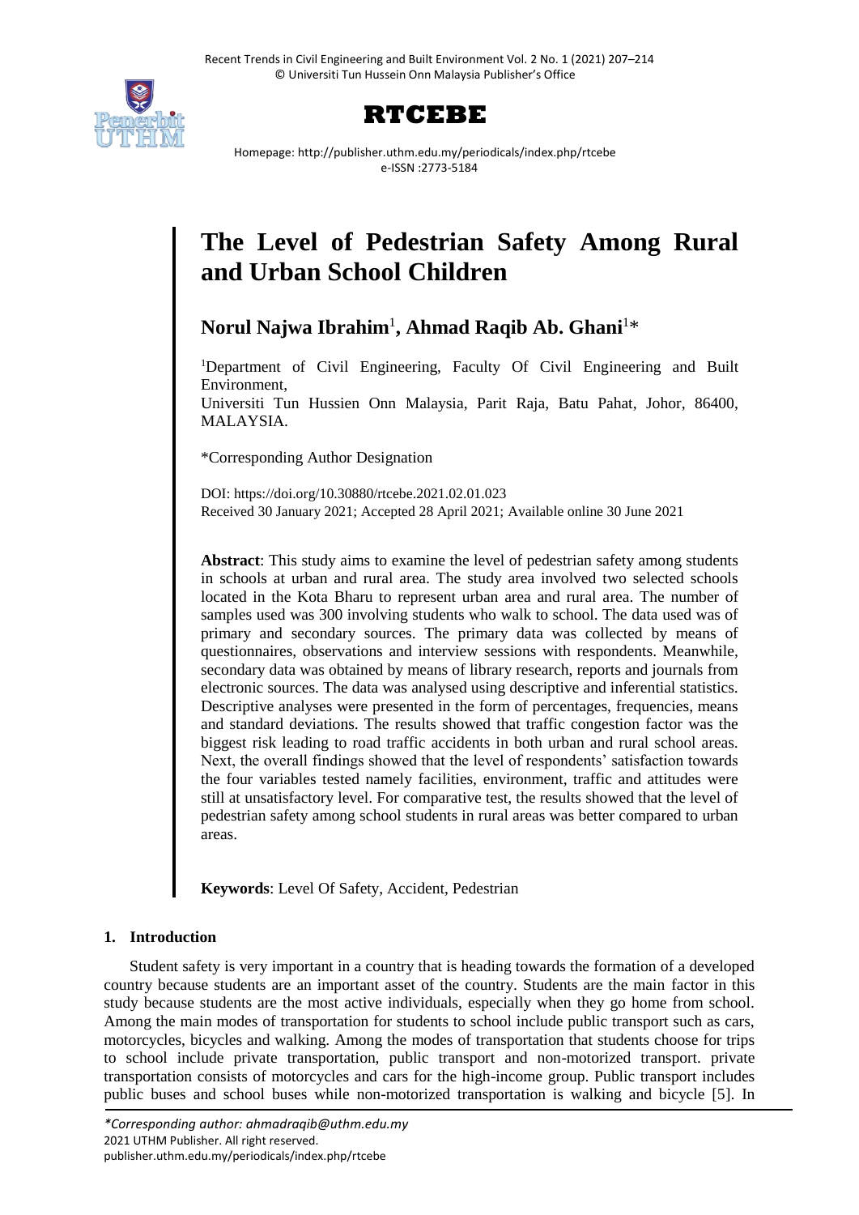# The Level of Pedestrian Safety Among Rural and Urban School Children

**Norul Najwa Ibrahim**[1]**, Ahmad Raqib Ab. Ghani**[1]*

[1]Department of Civil Engineering, Faculty Of Civil Engineering and Built Environment,
Universiti Tun Hussien Onn Malaysia, Parit Raja, Batu Pahat, Johor, 86400, MALAYSIA.

*Corresponding Author Designation

DOI: https://doi.org/10.30880/rtcebe.2021.02.01.023
Received 30 January 2021; Accepted 28 April 2021; Available online 30 June 2021

**Abstract**: This study aims to examine the level of pedestrian safety among students in schools at urban and rural area. The study area involved two selected schools located in the Kota Bharu to represent urban area and rural area. The number of samples used was 300 involving students who walk to school. The data used was of primary and secondary sources. The primary data was collected by means of questionnaires, observations and interview sessions with respondents. Meanwhile, secondary data was obtained by means of library research, reports and journals from electronic sources. The data was analysed using descriptive and inferential statistics. Descriptive analyses were presented in the form of percentages, frequencies, means and standard deviations. The results showed that traffic congestion factor was the biggest risk leading to road traffic accidents in both urban and rural school areas. Next, the overall findings showed that the level of respondents' satisfaction towards the four variables tested namely facilities, environment, traffic and attitudes were still at unsatisfactory level. For comparative test, the results showed that the level of pedestrian safety among school students in rural areas was better compared to urban areas.

**Keywords**: Level Of Safety, Accident, Pedestrian

## 1. Introduction

Student safety is very important in a country that is heading towards the formation of a developed country because students are an important asset of the country. Students are the main factor in this study because students are the most active individuals, especially when they go home from school. Among the main modes of transportation for students to school include public transport such as cars, motorcycles, bicycles and walking. Among the modes of transportation that students choose for trips to school include private transportation, public transport and non-motorized transport. private transportation consists of motorcycles and cars for the high-income group. Public transport includes public buses and school buses while non-motorized transportation is walking and bicycle [5]. In

*Corresponding author: ahmadraqib@uthm.edu.my
2021 UTHM Publisher. All right reserved.
publisher.uthm.edu.my/periodicals/index.php/rtcebe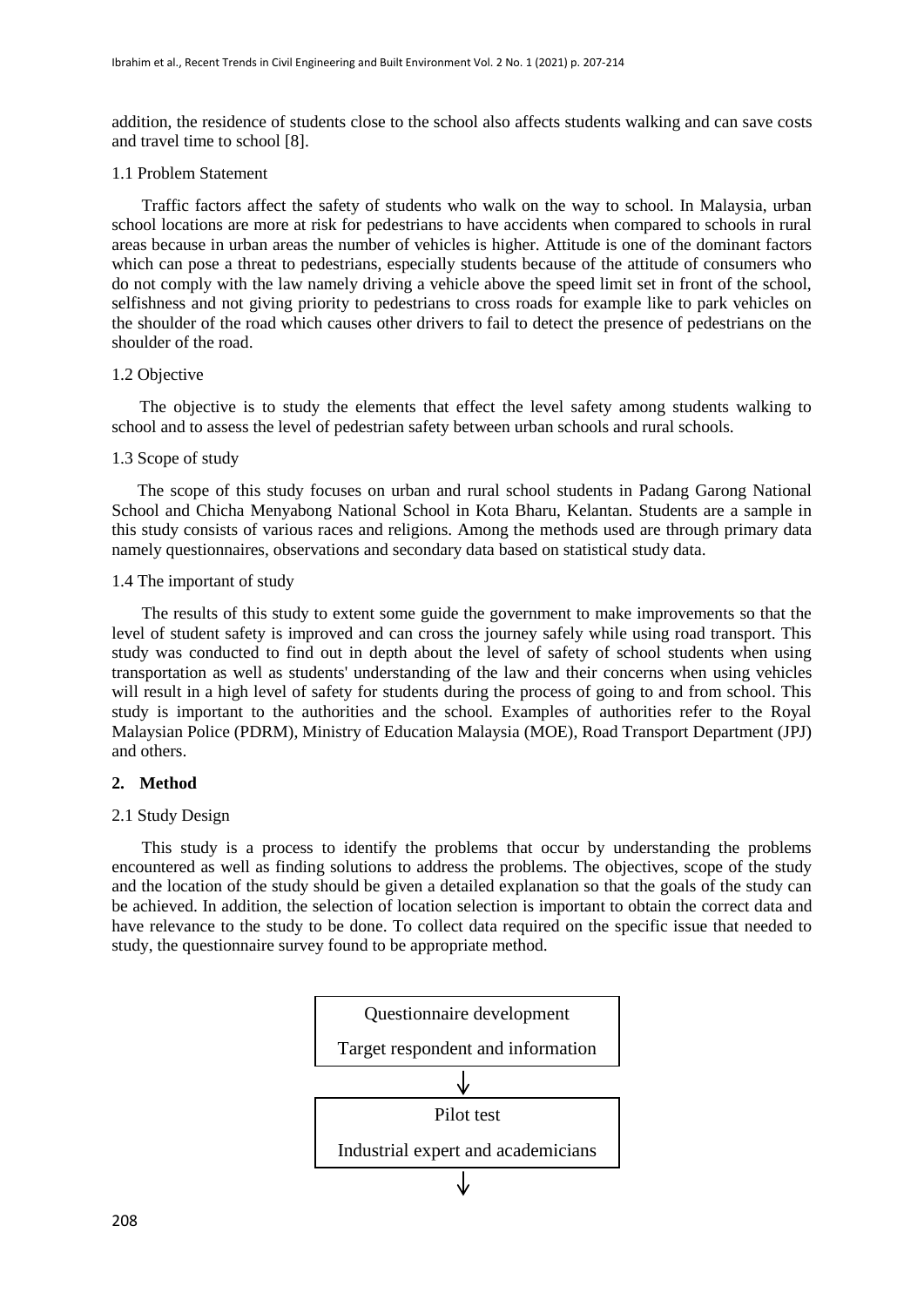addition, the residence of students close to the school also affects students walking and can save costs and travel time to school [8].

### 1.1 Problem Statement

Traffic factors affect the safety of students who walk on the way to school. In Malaysia, urban school locations are more at risk for pedestrians to have accidents when compared to schools in rural areas because in urban areas the number of vehicles is higher. Attitude is one of the dominant factors which can pose a threat to pedestrians, especially students because of the attitude of consumers who do not comply with the law namely driving a vehicle above the speed limit set in front of the school, selfishness and not giving priority to pedestrians to cross roads for example like to park vehicles on the shoulder of the road which causes other drivers to fail to detect the presence of pedestrians on the shoulder of the road.

### 1.2 Objective

The objective is to study the elements that effect the level safety among students walking to school and to assess the level of pedestrian safety between urban schools and rural schools.

### 1.3 Scope of study

The scope of this study focuses on urban and rural school students in Padang Garong National School and Chicha Menyabong National School in Kota Bharu, Kelantan. Students are a sample in this study consists of various races and religions. Among the methods used are through primary data namely questionnaires, observations and secondary data based on statistical study data.

### 1.4 The important of study

The results of this study to extent some guide the government to make improvements so that the level of student safety is improved and can cross the journey safely while using road transport. This study was conducted to find out in depth about the level of safety of school students when using transportation as well as students' understanding of the law and their concerns when using vehicles will result in a high level of safety for students during the process of going to and from school. This study is important to the authorities and the school. Examples of authorities refer to the Royal Malaysian Police (PDRM), Ministry of Education Malaysia (MOE), Road Transport Department (JPJ) and others.

## 2. Method

### 2.1 Study Design

This study is a process to identify the problems that occur by understanding the problems encountered as well as finding solutions to address the problems. The objectives, scope of the study and the location of the study should be given a detailed explanation so that the goals of the study can be achieved. In addition, the selection of location selection is important to obtain the correct data and have relevance to the study to be done. To collect data required on the specific issue that needed to study, the questionnaire survey found to be appropriate method.

Questionnaire development

Target respondent and information

↓

Pilot test

Industrial expert and academicians

↓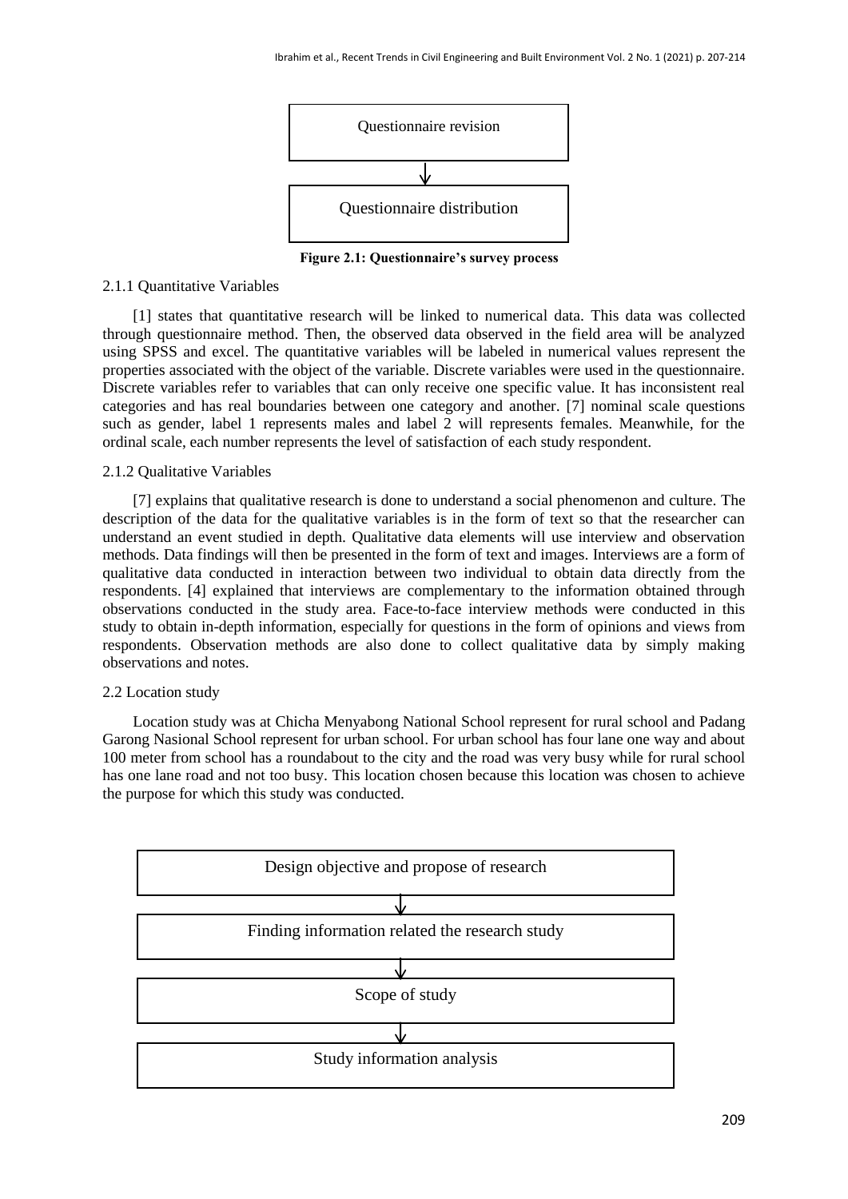Questionnaire revision

↓

Questionnaire distribution

**Figure 2.1: Questionnaire's survey process**

### 2.1.1 Quantitative Variables

[1] states that quantitative research will be linked to numerical data. This data was collected through questionnaire method. Then, the observed data observed in the field area will be analyzed using SPSS and excel. The quantitative variables will be labeled in numerical values represent the properties associated with the object of the variable. Discrete variables were used in the questionnaire. Discrete variables refer to variables that can only receive one specific value. It has inconsistent real categories and has real boundaries between one category and another. [7] nominal scale questions such as gender, label 1 represents males and label 2 will represents females. Meanwhile, for the ordinal scale, each number represents the level of satisfaction of each study respondent.

### 2.1.2 Qualitative Variables

[7] explains that qualitative research is done to understand a social phenomenon and culture. The description of the data for the qualitative variables is in the form of text so that the researcher can understand an event studied in depth. Qualitative data elements will use interview and observation methods. Data findings will then be presented in the form of text and images. Interviews are a form of qualitative data conducted in interaction between two individual to obtain data directly from the respondents. [4] explained that interviews are complementary to the information obtained through observations conducted in the study area. Face-to-face interview methods were conducted in this study to obtain in-depth information, especially for questions in the form of opinions and views from respondents. Observation methods are also done to collect qualitative data by simply making observations and notes.

## 2.2 Location study

Location study was at Chicha Menyabong National School represent for rural school and Padang Garong Nasional School represent for urban school. For urban school has four lane one way and about 100 meter from school has a roundabout to the city and the road was very busy while for rural school has one lane road and not too busy. This location chosen because this location was chosen to achieve the purpose for which this study was conducted.

Design objective and propose of research

↓

Finding information related the research study

↓

Scope of study

↓

Study information analysis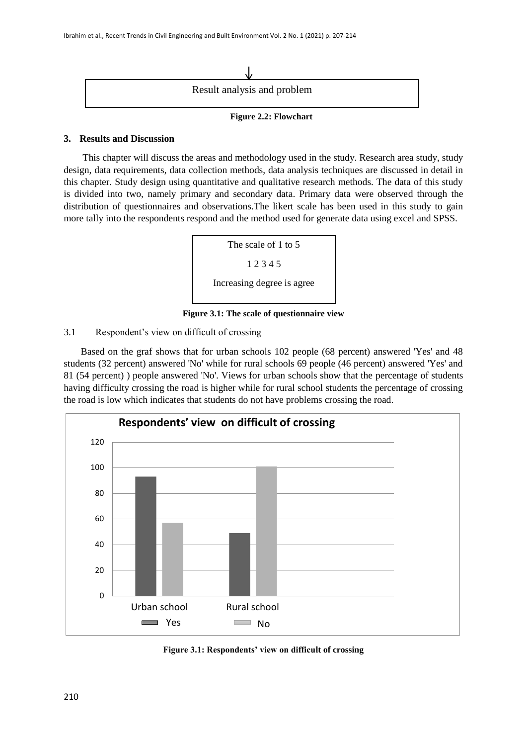Result analysis and problem

**Figure 2.2: Flowchart**

## 3. Results and Discussion

This chapter will discuss the areas and methodology used in the study. Research area study, study design, data requirements, data collection methods, data analysis techniques are discussed in detail in this chapter. Study design using quantitative and qualitative research methods. The data of this study is divided into two, namely primary and secondary data. Primary data were observed through the distribution of questionnaires and observations.The likert scale has been used in this study to gain more tally into the respondents respond and the method used for generate data using excel and SPSS.

The scale of 1 to 5

1 2 3 4 5

Increasing degree is agree

**Figure 3.1: The scale of questionnaire view**

### 3.1 Respondent's view on difficult of crossing

Based on the graf shows that for urban schools 102 people (68 percent) answered 'Yes' and 48 students (32 percent) answered 'No' while for rural schools 69 people (46 percent) answered 'Yes' and 81 (54 percent) ) people answered 'No'. Views for urban schools show that the percentage of students having difficulty crossing the road is higher while for rural school students the percentage of crossing the road is low which indicates that students do not have problems crossing the road.

**Respondents' view on difficult of crossing**

120

100

80

60

40

20

0

Urban school Rural school

Yes No

**Figure 3.1: Respondents' view on difficult of crossing**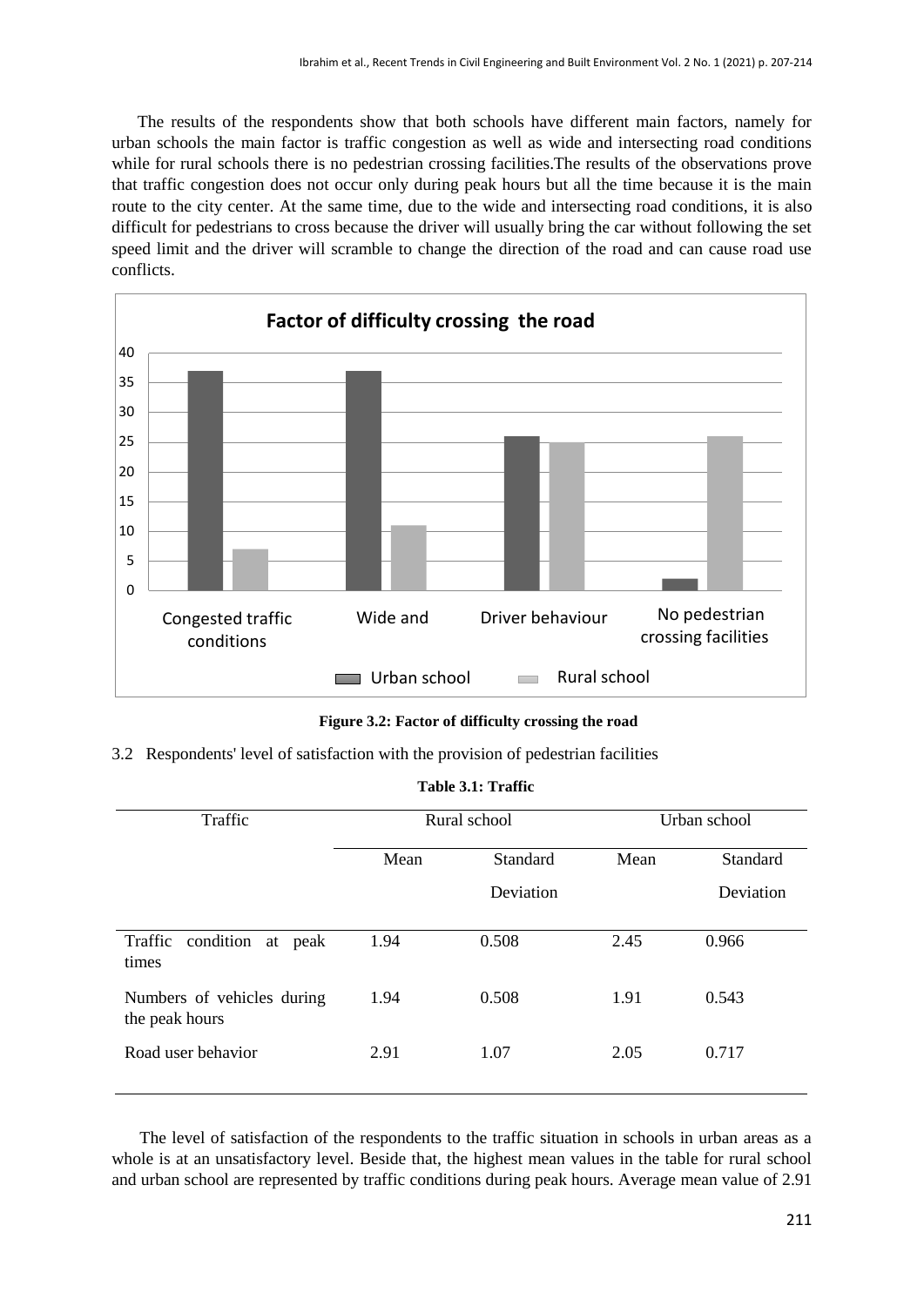The results of the respondents show that both schools have different main factors, namely for urban schools the main factor is traffic congestion as well as wide and intersecting road conditions while for rural schools there is no pedestrian crossing facilities.The results of the observations prove that traffic congestion does not occur only during peak hours but all the time because it is the main route to the city center. At the same time, due to the wide and intersecting road conditions, it is also difficult for pedestrians to cross because the driver will usually bring the car without following the set speed limit and the driver will scramble to change the direction of the road and can cause road use conflicts.

**Figure 3.2: Factor of difficulty crossing the road**

3.2 Respondents' level of satisfaction with the provision of pedestrian facilities

**Table 3.1: Traffic**

| Traffic | Rural school | | Urban school | |
|---|---|---|---|---|
| | Mean | Standard Deviation | Mean | Standard Deviation |
| Traffic condition at peak times | 1.94 | 0.508 | 2.45 | 0.966 |
| Numbers of vehicles during the peak hours | 1.94 | 0.508 | 1.91 | 0.543 |
| Road user behavior | 2.91 | 1.07 | 2.05 | 0.717 |

The level of satisfaction of the respondents to the traffic situation in schools in urban areas as a whole is at an unsatisfactory level. Beside that, the highest mean values in the table for rural school and urban school are represented by traffic conditions during peak hours. Average mean value of 2.91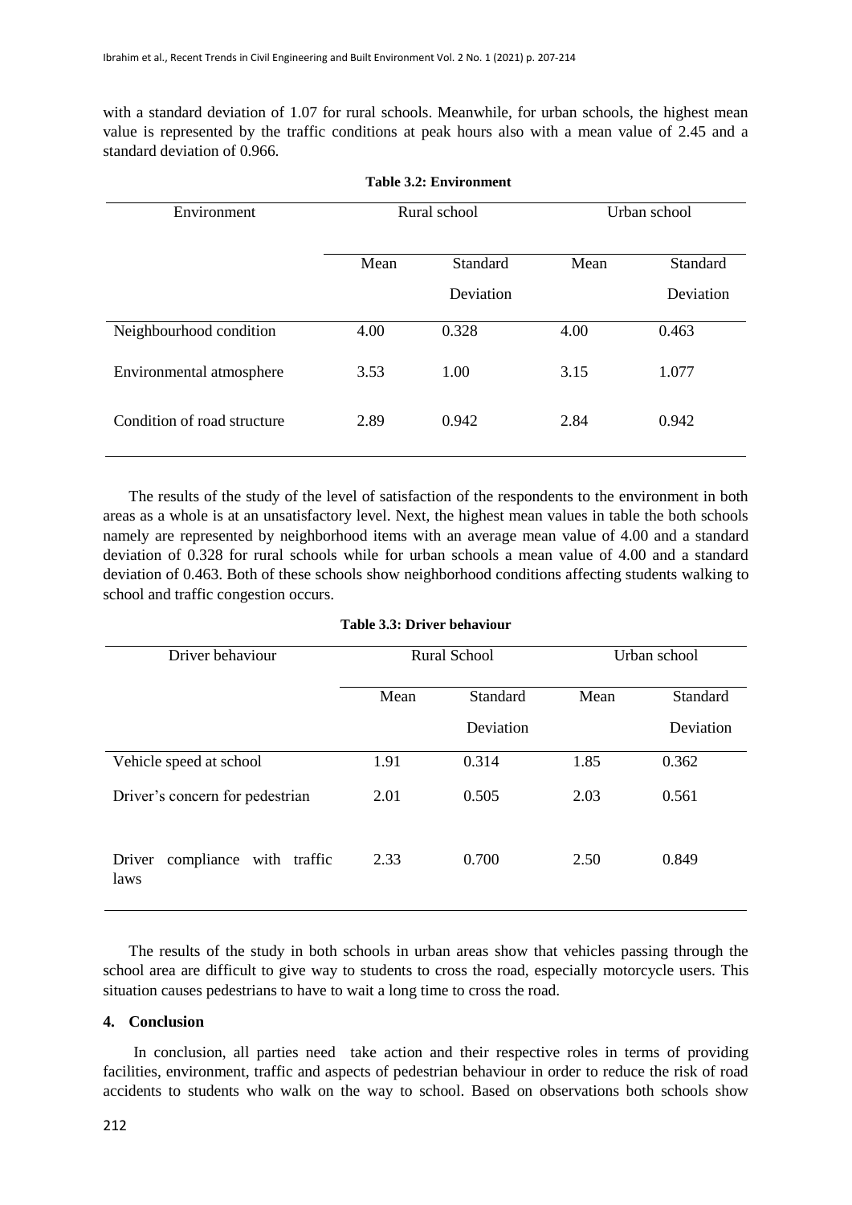with a standard deviation of 1.07 for rural schools. Meanwhile, for urban schools, the highest mean value is represented by the traffic conditions at peak hours also with a mean value of 2.45 and a standard deviation of 0.966.

**Table 3.2: Environment**

| Environment | Rural school | | Urban school | |
|---|---|---|---|---|
| | Mean | Standard Deviation | Mean | Standard Deviation |
| Neighbourhood condition | 4.00 | 0.328 | 4.00 | 0.463 |
| Environmental atmosphere | 3.53 | 1.00 | 3.15 | 1.077 |
| Condition of road structure | 2.89 | 0.942 | 2.84 | 0.942 |

The results of the study of the level of satisfaction of the respondents to the environment in both areas as a whole is at an unsatisfactory level. Next, the highest mean values in table the both schools namely are represented by neighborhood items with an average mean value of 4.00 and a standard deviation of 0.328 for rural schools while for urban schools a mean value of 4.00 and a standard deviation of 0.463. Both of these schools show neighborhood conditions affecting students walking to school and traffic congestion occurs.

**Table 3.3: Driver behaviour**

| Driver behaviour | Rural School | | Urban school | |
|---|---|---|---|---|
| | Mean | Standard Deviation | Mean | Standard Deviation |
| Vehicle speed at school | 1.91 | 0.314 | 1.85 | 0.362 |
| Driver's concern for pedestrian | 2.01 | 0.505 | 2.03 | 0.561 |
| Driver compliance with traffic laws | 2.33 | 0.700 | 2.50 | 0.849 |

The results of the study in both schools in urban areas show that vehicles passing through the school area are difficult to give way to students to cross the road, especially motorcycle users. This situation causes pedestrians to have to wait a long time to cross the road.

## 4. Conclusion

In conclusion, all parties need take action and their respective roles in terms of providing facilities, environment, traffic and aspects of pedestrian behaviour in order to reduce the risk of road accidents to students who walk on the way to school. Based on observations both schools show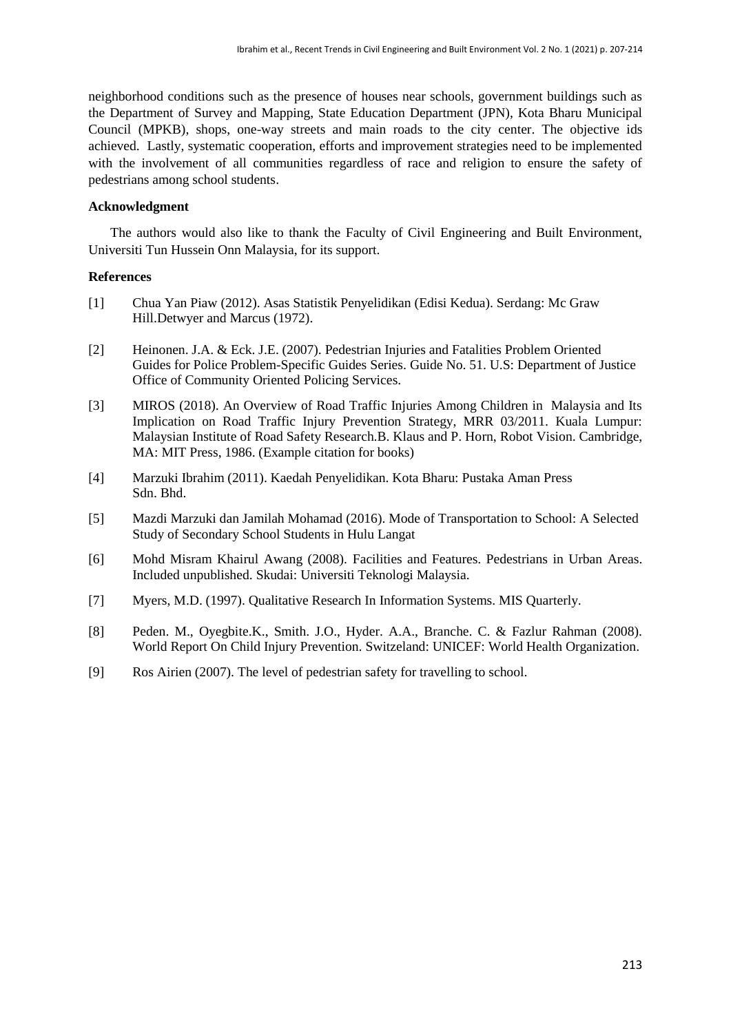neighborhood conditions such as the presence of houses near schools, government buildings such as the Department of Survey and Mapping, State Education Department (JPN), Kota Bharu Municipal Council (MPKB), shops, one-way streets and main roads to the city center. The objective ids achieved. Lastly, systematic cooperation, efforts and improvement strategies need to be implemented with the involvement of all communities regardless of race and religion to ensure the safety of pedestrians among school students.

## Acknowledgment

The authors would also like to thank the Faculty of Civil Engineering and Built Environment, Universiti Tun Hussein Onn Malaysia, for its support.

## References

[1] Chua Yan Piaw (2012). Asas Statistik Penyelidikan (Edisi Kedua). Serdang: Mc Graw Hill.Detwyer and Marcus (1972).

[2] Heinonen. J.A. & Eck. J.E. (2007). Pedestrian Injuries and Fatalities Problem Oriented Guides for Police Problem-Specific Guides Series. Guide No. 51. U.S: Department of Justice Office of Community Oriented Policing Services.

[3] MIROS (2018). An Overview of Road Traffic Injuries Among Children in Malaysia and Its Implication on Road Traffic Injury Prevention Strategy, MRR 03/2011. Kuala Lumpur: Malaysian Institute of Road Safety Research.B. Klaus and P. Horn, Robot Vision. Cambridge, MA: MIT Press, 1986. (Example citation for books)

[4] Marzuki Ibrahim (2011). Kaedah Penyelidikan. Kota Bharu: Pustaka Aman Press Sdn. Bhd.

[5] Mazdi Marzuki dan Jamilah Mohamad (2016). Mode of Transportation to School: A Selected Study of Secondary School Students in Hulu Langat

[6] Mohd Misram Khairul Awang (2008). Facilities and Features. Pedestrians in Urban Areas. Included unpublished. Skudai: Universiti Teknologi Malaysia.

[7] Myers, M.D. (1997). Qualitative Research In Information Systems. MIS Quarterly.

[8] Peden. M., Oyegbite.K., Smith. J.O., Hyder. A.A., Branche. C. & Fazlur Rahman (2008). World Report On Child Injury Prevention. Switzeland: UNICEF: World Health Organization.

[9] Ros Airien (2007). The level of pedestrian safety for travelling to school.